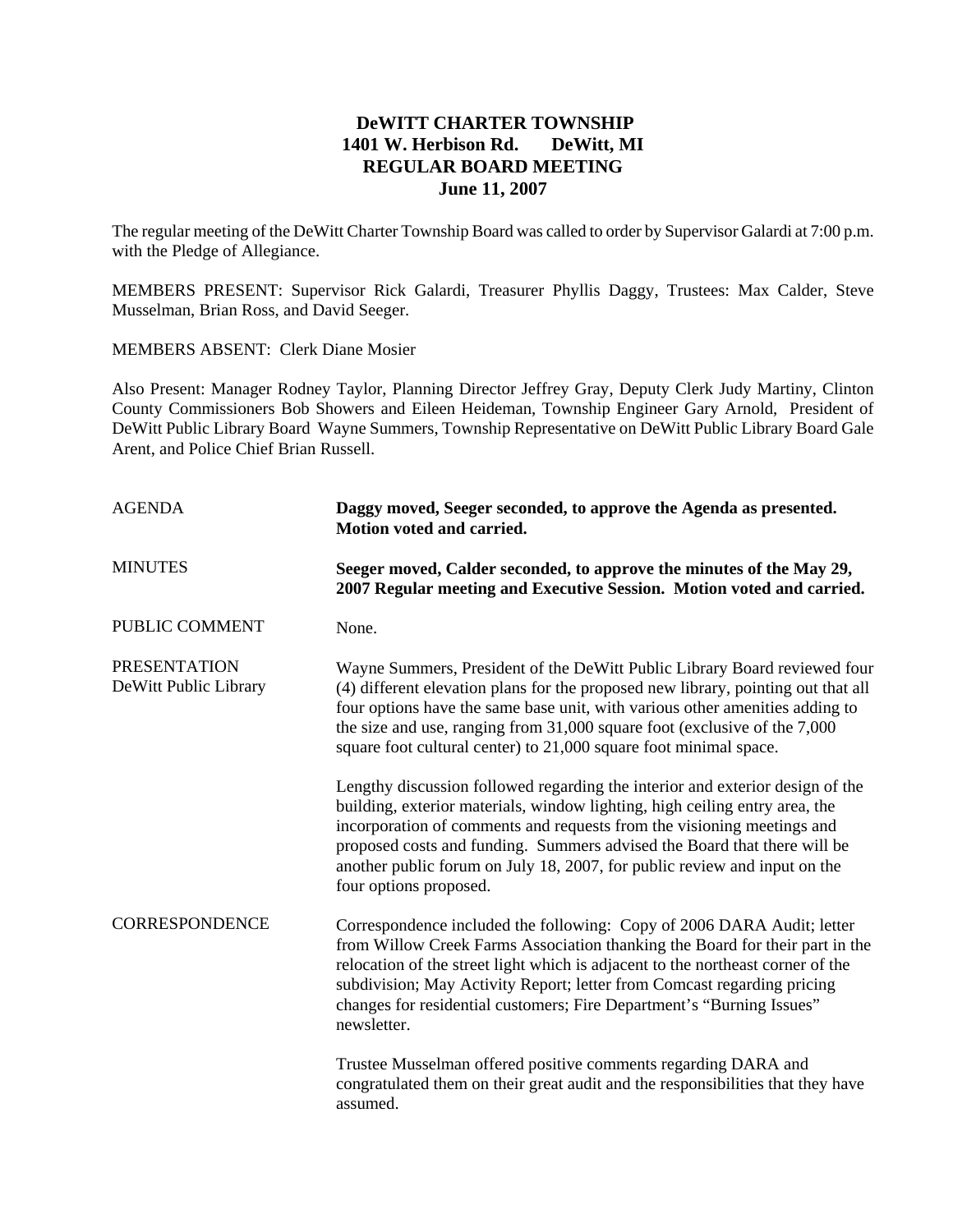# DeWITT CHARTER TOWNSHIP
## 1401 W. Herbison Rd. DeWitt, MI
## REGULAR BOARD MEETING
## June 11, 2007

The regular meeting of the DeWitt Charter Township Board was called to order by Supervisor Galardi at 7:00 p.m. with the Pledge of Allegiance.

MEMBERS PRESENT: Supervisor Rick Galardi, Treasurer Phyllis Daggy, Trustees: Max Calder, Steve Musselman, Brian Ross, and David Seeger.

MEMBERS ABSENT: Clerk Diane Mosier

Also Present: Manager Rodney Taylor, Planning Director Jeffrey Gray, Deputy Clerk Judy Martiny, Clinton County Commissioners Bob Showers and Eileen Heideman, Township Engineer Gary Arnold, President of DeWitt Public Library Board Wayne Summers, Township Representative on DeWitt Public Library Board Gale Arent, and Police Chief Brian Russell.

AGENDA

**Daggy moved, Seeger seconded, to approve the Agenda as presented. Motion voted and carried.**

MINUTES

**Seeger moved, Calder seconded, to approve the minutes of the May 29, 2007 Regular meeting and Executive Session. Motion voted and carried.**

PUBLIC COMMENT

None.

PRESENTATION
DeWitt Public Library

Wayne Summers, President of the DeWitt Public Library Board reviewed four (4) different elevation plans for the proposed new library, pointing out that all four options have the same base unit, with various other amenities adding to the size and use, ranging from 31,000 square foot (exclusive of the 7,000 square foot cultural center) to 21,000 square foot minimal space.

Lengthy discussion followed regarding the interior and exterior design of the building, exterior materials, window lighting, high ceiling entry area, the incorporation of comments and requests from the visioning meetings and proposed costs and funding. Summers advised the Board that there will be another public forum on July 18, 2007, for public review and input on the four options proposed.

CORRESPONDENCE

Correspondence included the following: Copy of 2006 DARA Audit; letter from Willow Creek Farms Association thanking the Board for their part in the relocation of the street light which is adjacent to the northeast corner of the subdivision; May Activity Report; letter from Comcast regarding pricing changes for residential customers; Fire Department's "Burning Issues" newsletter.

Trustee Musselman offered positive comments regarding DARA and congratulated them on their great audit and the responsibilities that they have assumed.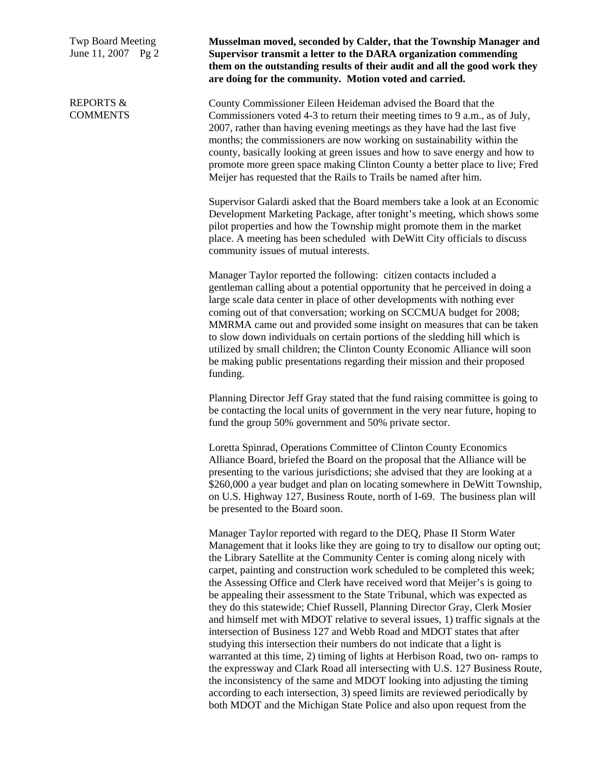**Musselman moved, seconded by Calder, that the Township Manager and Supervisor transmit a letter to the DARA organization commending them on the outstanding results of their audit and all the good work they are doing for the community. Motion voted and carried.**

REPORTS & COMMENTS

County Commissioner Eileen Heideman advised the Board that the Commissioners voted 4-3 to return their meeting times to 9 a.m., as of July, 2007, rather than having evening meetings as they have had the last five months; the commissioners are now working on sustainability within the county, basically looking at green issues and how to save energy and how to promote more green space making Clinton County a better place to live; Fred Meijer has requested that the Rails to Trails be named after him.

Supervisor Galardi asked that the Board members take a look at an Economic Development Marketing Package, after tonight's meeting, which shows some pilot properties and how the Township might promote them in the market place. A meeting has been scheduled with DeWitt City officials to discuss community issues of mutual interests.

Manager Taylor reported the following: citizen contacts included a gentleman calling about a potential opportunity that he perceived in doing a large scale data center in place of other developments with nothing ever coming out of that conversation; working on SCCMUA budget for 2008; MMRMA came out and provided some insight on measures that can be taken to slow down individuals on certain portions of the sledding hill which is utilized by small children; the Clinton County Economic Alliance will soon be making public presentations regarding their mission and their proposed funding.

Planning Director Jeff Gray stated that the fund raising committee is going to be contacting the local units of government in the very near future, hoping to fund the group 50% government and 50% private sector.

Loretta Spinrad, Operations Committee of Clinton County Economics Alliance Board, briefed the Board on the proposal that the Alliance will be presenting to the various jurisdictions; she advised that they are looking at a $260,000 a year budget and plan on locating somewhere in DeWitt Township, on U.S. Highway 127, Business Route, north of I-69. The business plan will be presented to the Board soon.

Manager Taylor reported with regard to the DEQ, Phase II Storm Water Management that it looks like they are going to try to disallow our opting out; the Library Satellite at the Community Center is coming along nicely with carpet, painting and construction work scheduled to be completed this week; the Assessing Office and Clerk have received word that Meijer's is going to be appealing their assessment to the State Tribunal, which was expected as they do this statewide; Chief Russell, Planning Director Gray, Clerk Mosier and himself met with MDOT relative to several issues, 1) traffic signals at the intersection of Business 127 and Webb Road and MDOT states that after studying this intersection their numbers do not indicate that a light is warranted at this time, 2) timing of lights at Herbison Road, two on- ramps to the expressway and Clark Road all intersecting with U.S. 127 Business Route, the inconsistency of the same and MDOT looking into adjusting the timing according to each intersection, 3) speed limits are reviewed periodically by both MDOT and the Michigan State Police and also upon request from the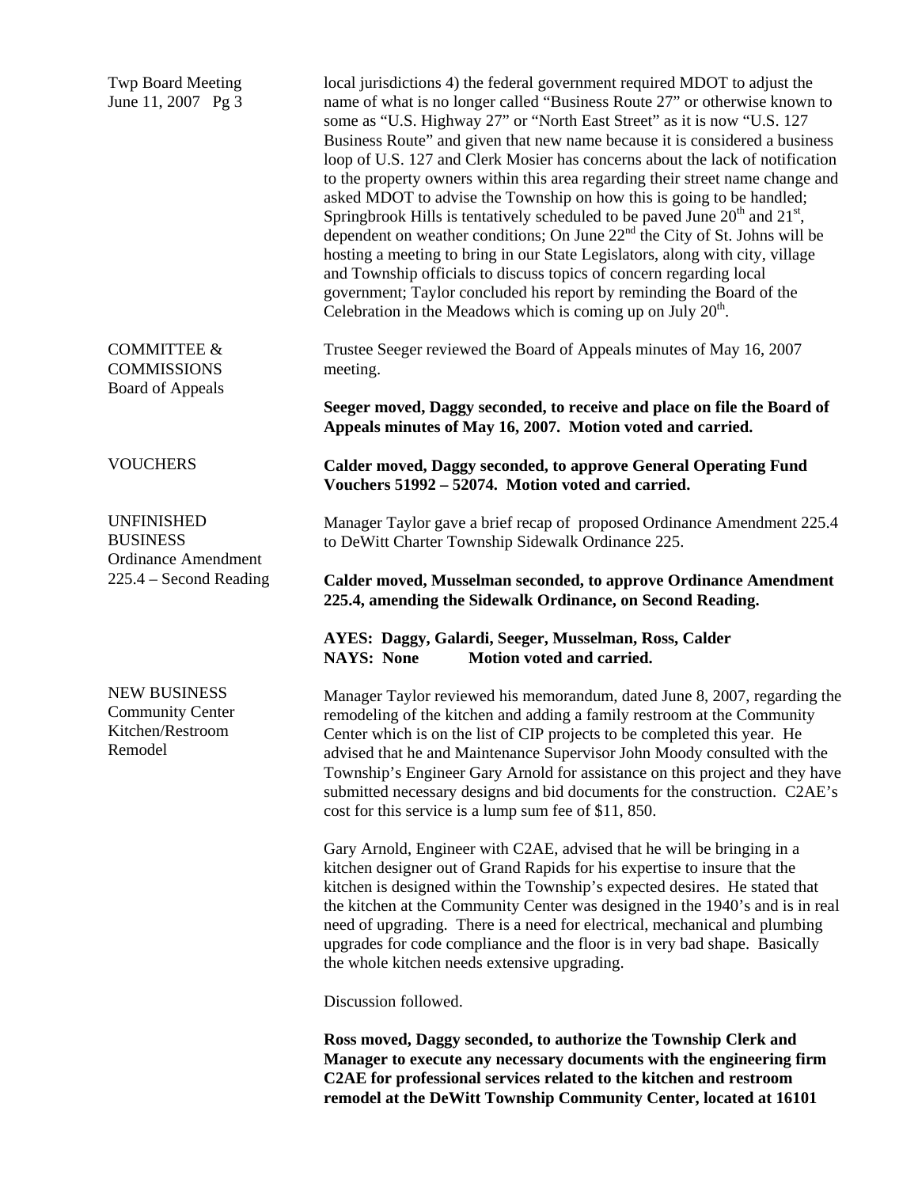local jurisdictions 4) the federal government required MDOT to adjust the name of what is no longer called "Business Route 27" or otherwise known to some as "U.S. Highway 27" or "North East Street" as it is now "U.S. 127 Business Route" and given that new name because it is considered a business loop of U.S. 127 and Clerk Mosier has concerns about the lack of notification to the property owners within this area regarding their street name change and asked MDOT to advise the Township on how this is going to be handled; Springbrook Hills is tentatively scheduled to be paved June 20th and 21st, dependent on weather conditions; On June 22nd the City of St. Johns will be hosting a meeting to bring in our State Legislators, along with city, village and Township officials to discuss topics of concern regarding local government; Taylor concluded his report by reminding the Board of the Celebration in the Meadows which is coming up on July 20th.

**COMMITTEE & COMMISSIONS**
**Board of Appeals**

Trustee Seeger reviewed the Board of Appeals minutes of May 16, 2007 meeting.

**Seeger moved, Daggy seconded, to receive and place on file the Board of Appeals minutes of May 16, 2007. Motion voted and carried.**

**VOUCHERS**

**Calder moved, Daggy seconded, to approve General Operating Fund Vouchers 51992 – 52074. Motion voted and carried.**

**UNFINISHED BUSINESS**
**Ordinance Amendment 225.4 – Second Reading**

Manager Taylor gave a brief recap of proposed Ordinance Amendment 225.4 to DeWitt Charter Township Sidewalk Ordinance 225.

**Calder moved, Musselman seconded, to approve Ordinance Amendment 225.4, amending the Sidewalk Ordinance, on Second Reading.**

**AYES: Daggy, Galardi, Seeger, Musselman, Ross, Calder**
**NAYS: None Motion voted and carried.**

**NEW BUSINESS**
**Community Center Kitchen/Restroom Remodel**

Manager Taylor reviewed his memorandum, dated June 8, 2007, regarding the remodeling of the kitchen and adding a family restroom at the Community Center which is on the list of CIP projects to be completed this year. He advised that he and Maintenance Supervisor John Moody consulted with the Township's Engineer Gary Arnold for assistance on this project and they have submitted necessary designs and bid documents for the construction. C2AE's cost for this service is a lump sum fee of $11, 850.

Gary Arnold, Engineer with C2AE, advised that he will be bringing in a kitchen designer out of Grand Rapids for his expertise to insure that the kitchen is designed within the Township's expected desires. He stated that the kitchen at the Community Center was designed in the 1940's and is in real need of upgrading. There is a need for electrical, mechanical and plumbing upgrades for code compliance and the floor is in very bad shape. Basically the whole kitchen needs extensive upgrading.

Discussion followed.

**Ross moved, Daggy seconded, to authorize the Township Clerk and Manager to execute any necessary documents with the engineering firm C2AE for professional services related to the kitchen and restroom remodel at the DeWitt Township Community Center, located at 16101**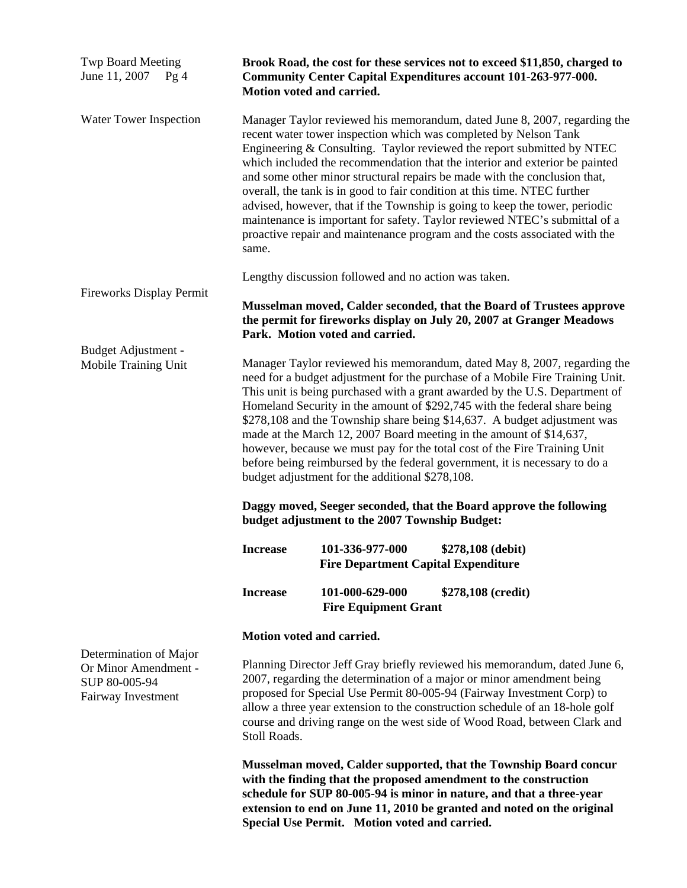**Brook Road, the cost for these services not to exceed $11,850, charged to Community Center Capital Expenditures account 101-263-977-000. Motion voted and carried.**

Water Tower Inspection

Manager Taylor reviewed his memorandum, dated June 8, 2007, regarding the recent water tower inspection which was completed by Nelson Tank Engineering & Consulting. Taylor reviewed the report submitted by NTEC which included the recommendation that the interior and exterior be painted and some other minor structural repairs be made with the conclusion that, overall, the tank is in good to fair condition at this time. NTEC further advised, however, that if the Township is going to keep the tower, periodic maintenance is important for safety. Taylor reviewed NTEC's submittal of a proactive repair and maintenance program and the costs associated with the same.

Lengthy discussion followed and no action was taken.

Fireworks Display Permit

**Musselman moved, Calder seconded, that the Board of Trustees approve the permit for fireworks display on July 20, 2007 at Granger Meadows Park. Motion voted and carried.**

Budget Adjustment - Mobile Training Unit

Manager Taylor reviewed his memorandum, dated May 8, 2007, regarding the need for a budget adjustment for the purchase of a Mobile Fire Training Unit. This unit is being purchased with a grant awarded by the U.S. Department of Homeland Security in the amount of $292,745 with the federal share being $278,108 and the Township share being $14,637. A budget adjustment was made at the March 12, 2007 Board meeting in the amount of $14,637, however, because we must pay for the total cost of the Fire Training Unit before being reimbursed by the federal government, it is necessary to do a budget adjustment for the additional $278,108.

**Daggy moved, Seeger seconded, that the Board approve the following budget adjustment to the 2007 Township Budget:**

| | | |
|---|---|---|
| **Increase** | **101-336-977-000** **Fire Department Capital Expenditure** | **$278,108 (debit)** |
| **Increase** | **101-000-629-000** **Fire Equipment Grant** | **$278,108 (credit)** |

**Motion voted and carried.**

Determination of Major Or Minor Amendment - SUP 80-005-94 Fairway Investment

Planning Director Jeff Gray briefly reviewed his memorandum, dated June 6, 2007, regarding the determination of a major or minor amendment being proposed for Special Use Permit 80-005-94 (Fairway Investment Corp) to allow a three year extension to the construction schedule of an 18-hole golf course and driving range on the west side of Wood Road, between Clark and Stoll Roads.

**Musselman moved, Calder supported, that the Township Board concur with the finding that the proposed amendment to the construction schedule for SUP 80-005-94 is minor in nature, and that a three-year extension to end on June 11, 2010 be granted and noted on the original Special Use Permit. Motion voted and carried.**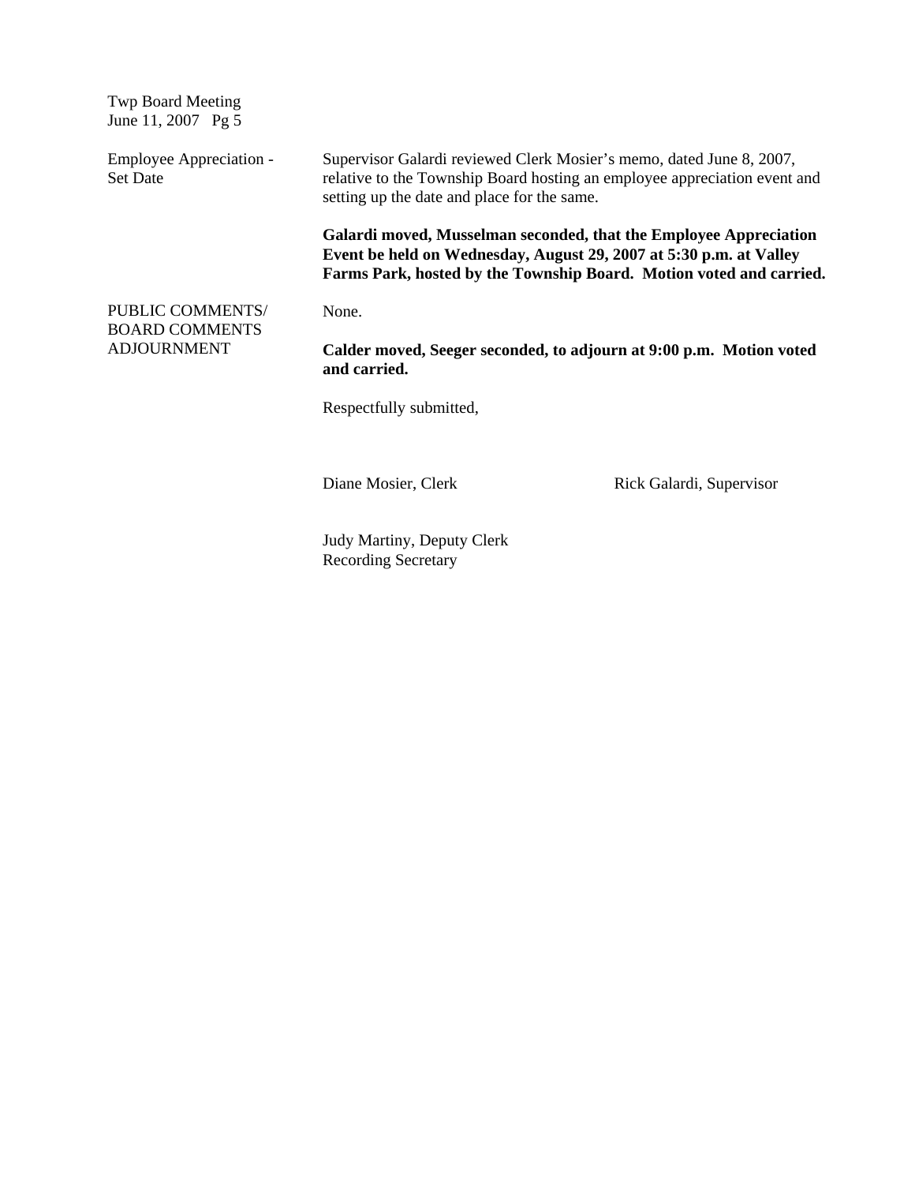Employee Appreciation - Set Date

Supervisor Galardi reviewed Clerk Mosier's memo, dated June 8, 2007, relative to the Township Board hosting an employee appreciation event and setting up the date and place for the same.

**Galardi moved, Musselman seconded, that the Employee Appreciation Event be held on Wednesday, August 29, 2007 at 5:30 p.m. at Valley Farms Park, hosted by the Township Board. Motion voted and carried.**

PUBLIC COMMENTS/ BOARD COMMENTS

None.

ADJOURNMENT

**Calder moved, Seeger seconded, to adjourn at 9:00 p.m. Motion voted and carried.**

Respectfully submitted,

Diane Mosier, Clerk

Rick Galardi, Supervisor

Judy Martiny, Deputy Clerk
Recording Secretary